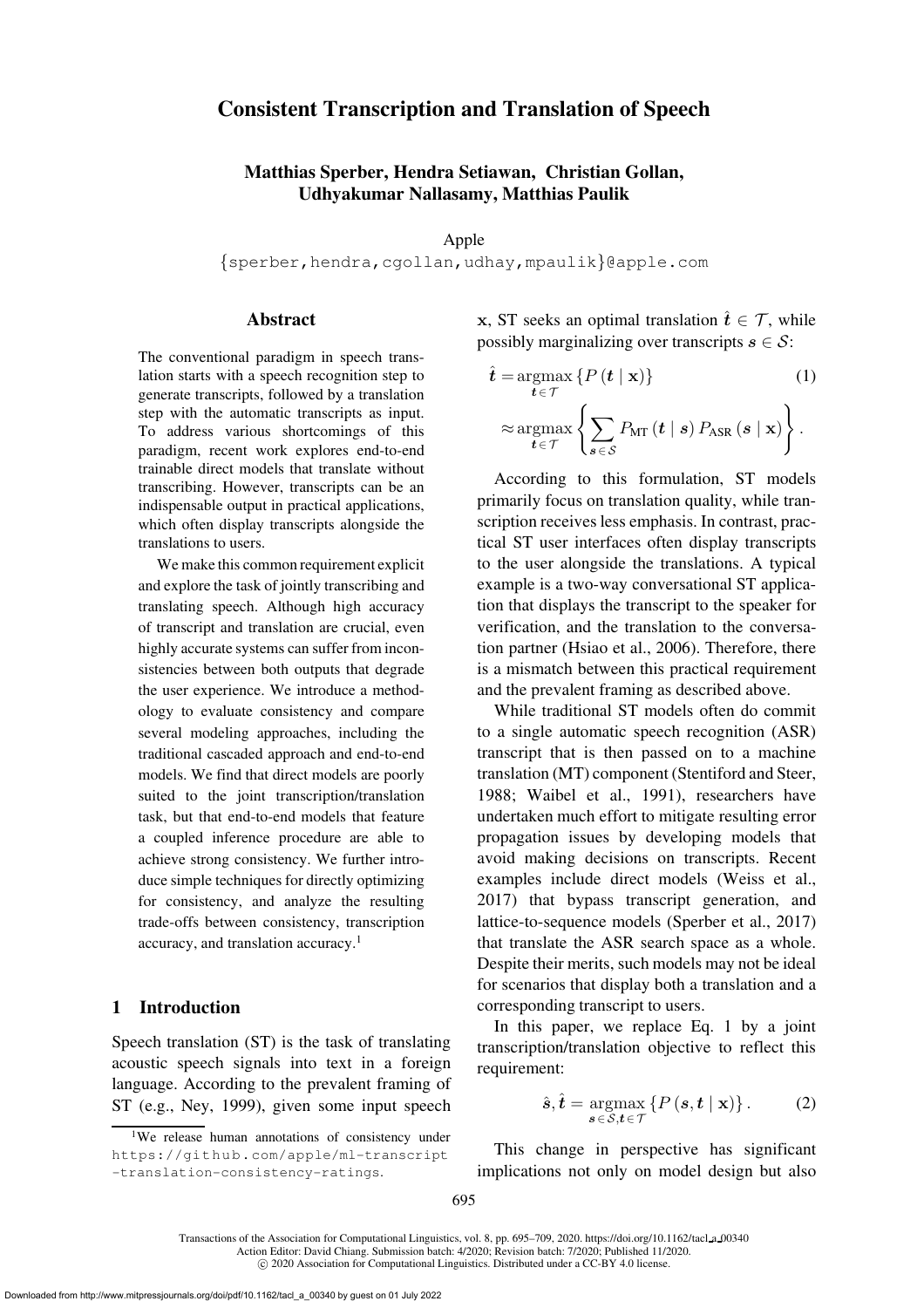# Consistent Transcription and Translation of Speech

**Matthias Sperber, Hendra Setiawan, Christian Gollan, Udhyakumar Nallasamy, Matthias Paulik**

Apple

{sperber,hendra,cgollan,udhay,mpaulik}@apple.com

## Abstract

The conventional paradigm in speech translation starts with a speech recognition step to generate transcripts, followed by a translation step with the automatic transcripts as input. To address various shortcomings of this paradigm, recent work explores end-to-end trainable direct models that translate without transcribing. However, transcripts can be an indispensable output in practical applications, which often display transcripts alongside the translations to users.

We make this common requirement explicit and explore the task of jointly transcribing and translating speech. Although high accuracy of transcript and translation are crucial, even highly accurate systems can suffer from inconsistencies between both outputs that degrade the user experience. We introduce a methodology to evaluate consistency and compare several modeling approaches, including the traditional cascaded approach and end-to-end models. We find that direct models are poorly suited to the joint transcription/translation task, but that end-to-end models that feature a coupled inference procedure are able to achieve strong consistency. We further introduce simple techniques for directly optimizing for consistency, and analyze the resulting trade-offs between consistency, transcription accuracy, and translation accuracy.[1]

## 1 Introduction

Speech translation (ST) is the task of translating acoustic speech signals into text in a foreign language. According to the prevalent framing of ST (e.g., Ney, 1999), given some input speech $\mathbf{x}$, ST seeks an optimal translation $\hat{\boldsymbol{t}} \in \mathcal{T}$, while possibly marginalizing over transcripts $\boldsymbol{s} \in \mathcal{S}$:

$$\hat{\boldsymbol{t}} = \underset{\boldsymbol{t} \in \mathcal{T}}{\operatorname{argmax}} \left\{ P\left(\boldsymbol{t} \mid \mathbf{x}\right) \right\} \tag{1}$$

$$\approx \underset{\boldsymbol{t} \in \mathcal{T}}{\operatorname{argmax}} \left\{ \sum_{\boldsymbol{s} \in \mathcal{S}} P_{\text{MT}}\left(\boldsymbol{t} \mid \boldsymbol{s}\right) P_{\text{ASR}}\left(\boldsymbol{s} \mid \mathbf{x}\right) \right\}.$$

According to this formulation, ST models primarily focus on translation quality, while transcription receives less emphasis. In contrast, practical ST user interfaces often display transcripts to the user alongside the translations. A typical example is a two-way conversational ST application that displays the transcript to the speaker for verification, and the translation to the conversation partner (Hsiao et al., 2006). Therefore, there is a mismatch between this practical requirement and the prevalent framing as described above.

While traditional ST models often do commit to a single automatic speech recognition (ASR) transcript that is then passed on to a machine translation (MT) component (Stentiford and Steer, 1988; Waibel et al., 1991), researchers have undertaken much effort to mitigate resulting error propagation issues by developing models that avoid making decisions on transcripts. Recent examples include direct models (Weiss et al., 2017) that bypass transcript generation, and lattice-to-sequence models (Sperber et al., 2017) that translate the ASR search space as a whole. Despite their merits, such models may not be ideal for scenarios that display both a translation and a corresponding transcript to users.

In this paper, we replace Eq. 1 by a joint transcription/translation objective to reflect this requirement:

$$\hat{\boldsymbol{s}}, \hat{\boldsymbol{t}} = \underset{\boldsymbol{s} \in \mathcal{S}, \boldsymbol{t} \in \mathcal{T}}{\operatorname{argmax}} \left\{ P\left(\boldsymbol{s}, \boldsymbol{t} \mid \mathbf{x}\right) \right\}. \tag{2}$$

This change in perspective has significant implications not only on model design but also

[1]We release human annotations of consistency under https://github.com/apple/ml-transcript-translation-consistency-ratings.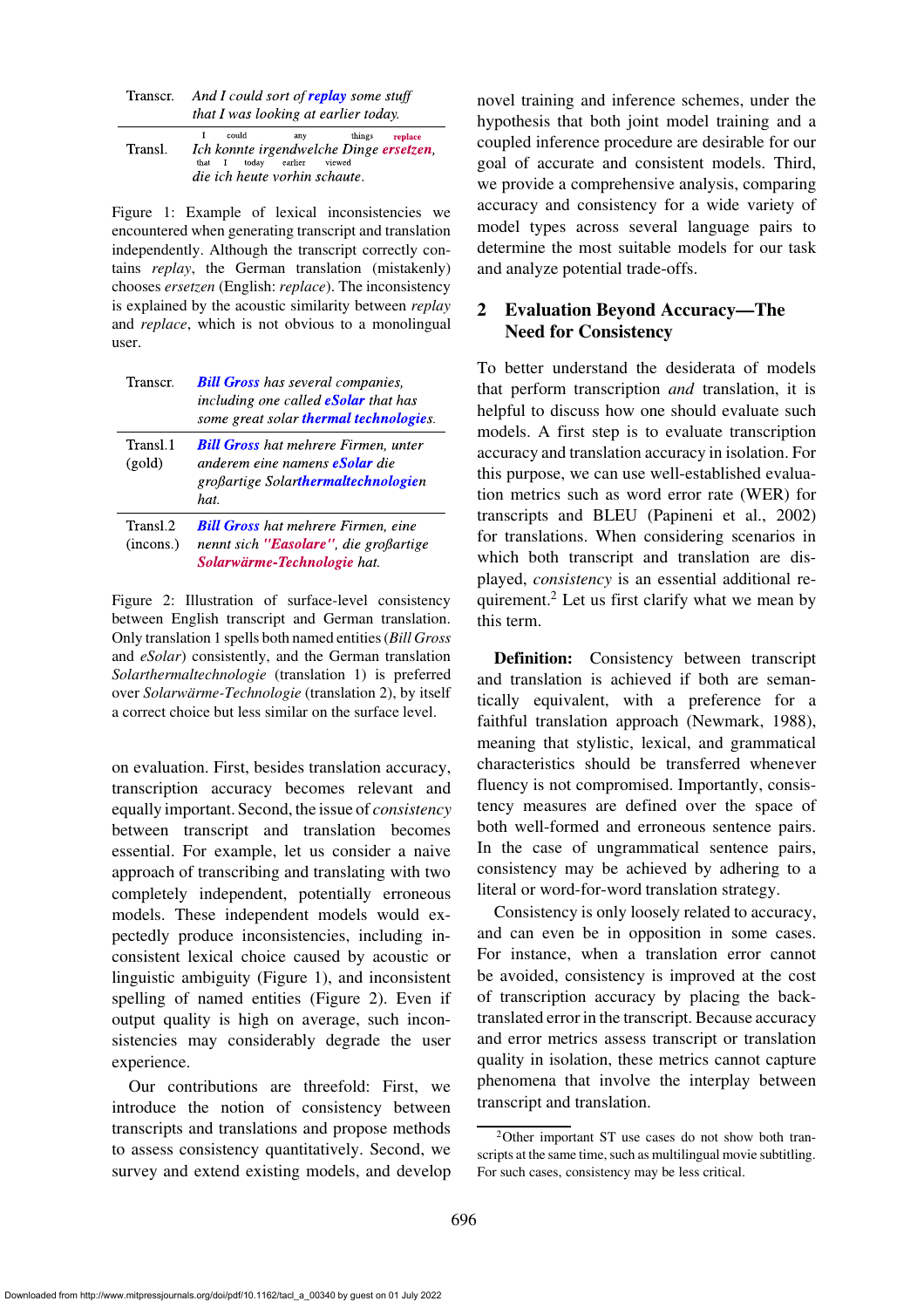| | |
|---|---|
| Transcr. | *And I could sort of **replay** some stuff that I was looking at earlier today.* |
| Transl. | *Ich konnte irgendwelche Dinge **ersetzen**, die ich heute vorhin schaute.* (I could any things **replace** that I today earlier viewed) |

Figure 1: Example of lexical inconsistencies we encountered when generating transcript and translation independently. Although the transcript correctly contains *replay*, the German translation (mistakenly) chooses *ersetzen* (English: *replace*). The inconsistency is explained by the acoustic similarity between *replay* and *replace*, which is not obvious to a monolingual user.

| | |
|---|---|
| Transcr. | ***Bill Gross** has several companies, including one called **eSolar** that has some great solar **thermal technologies**.* |
| Transl.1 (gold) | ***Bill Gross** hat mehrere Firmen, unter anderem eine namens **eSolar** die großartige Solar**thermaltechnologie**n hat.* |
| Transl.2 (incons.) | ***Bill Gross** hat mehrere Firmen, eine nennt sich **"Easolare"**, die großartige **Solarwärme-Technologie** hat.* |

Figure 2: Illustration of surface-level consistency between English transcript and German translation. Only translation 1 spells both named entities (*Bill Gross* and *eSolar*) consistently, and the German translation *Solarthermaltechnologie* (translation 1) is preferred over *Solarwärme-Technologie* (translation 2), by itself a correct choice but less similar on the surface level.

on evaluation. First, besides translation accuracy, transcription accuracy becomes relevant and equally important. Second, the issue of *consistency* between transcript and translation becomes essential. For example, let us consider a naive approach of transcribing and translating with two completely independent, potentially erroneous models. These independent models would expectedly produce inconsistencies, including inconsistent lexical choice caused by acoustic or linguistic ambiguity (Figure 1), and inconsistent spelling of named entities (Figure 2). Even if output quality is high on average, such inconsistencies may considerably degrade the user experience.

Our contributions are threefold: First, we introduce the notion of consistency between transcripts and translations and propose methods to assess consistency quantitatively. Second, we survey and extend existing models, and develop novel training and inference schemes, under the hypothesis that both joint model training and a coupled inference procedure are desirable for our goal of accurate and consistent models. Third, we provide a comprehensive analysis, comparing accuracy and consistency for a wide variety of model types across several language pairs to determine the most suitable models for our task and analyze potential trade-offs.

## 2 Evaluation Beyond Accuracy—The Need for Consistency

To better understand the desiderata of models that perform transcription *and* translation, it is helpful to discuss how one should evaluate such models. A first step is to evaluate transcription accuracy and translation accuracy in isolation. For this purpose, we can use well-established evaluation metrics such as word error rate (WER) for transcripts and BLEU (Papineni et al., 2002) for translations. When considering scenarios in which both transcript and translation are displayed, *consistency* is an essential additional requirement.[2] Let us first clarify what we mean by this term.

**Definition:** Consistency between transcript and translation is achieved if both are semantically equivalent, with a preference for a faithful translation approach (Newmark, 1988), meaning that stylistic, lexical, and grammatical characteristics should be transferred whenever fluency is not compromised. Importantly, consistency measures are defined over the space of both well-formed and erroneous sentence pairs. In the case of ungrammatical sentence pairs, consistency may be achieved by adhering to a literal or word-for-word translation strategy.

Consistency is only loosely related to accuracy, and can even be in opposition in some cases. For instance, when a translation error cannot be avoided, consistency is improved at the cost of transcription accuracy by placing the back-translated error in the transcript. Because accuracy and error metrics assess transcript or translation quality in isolation, these metrics cannot capture phenomena that involve the interplay between transcript and translation.

[2] Other important ST use cases do not show both transcripts at the same time, such as multilingual movie subtitling. For such cases, consistency may be less critical.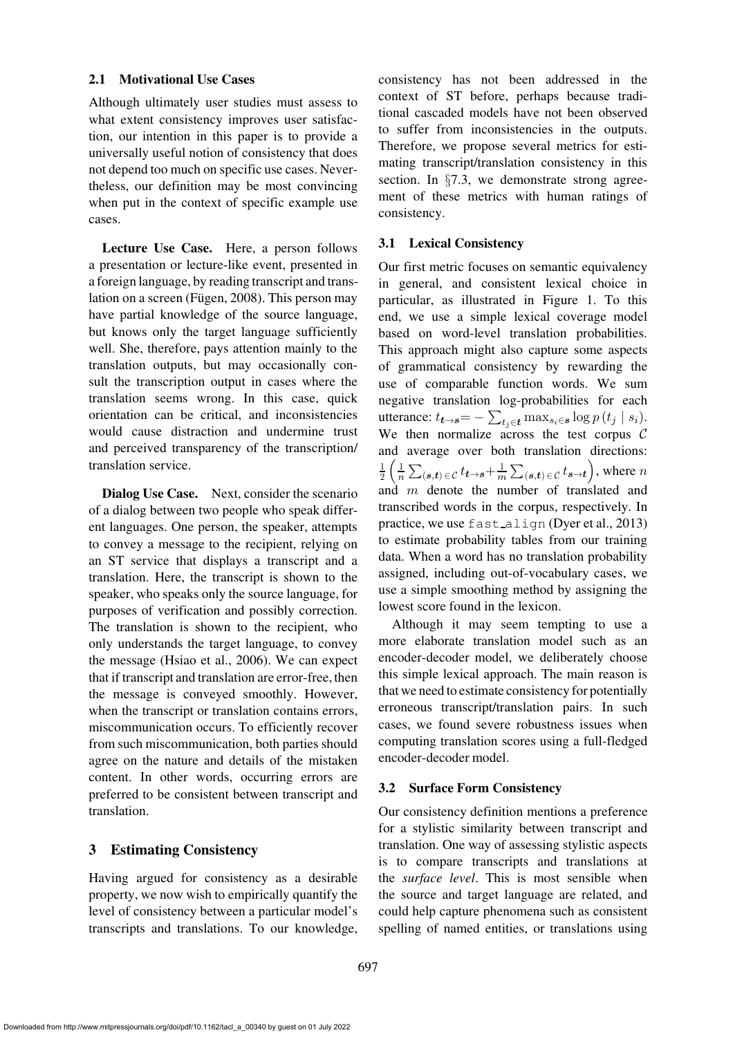### 2.1 Motivational Use Cases

Although ultimately user studies must assess to what extent consistency improves user satisfaction, our intention in this paper is to provide a universally useful notion of consistency that does not depend too much on specific use cases. Nevertheless, our definition may be most convincing when put in the context of specific example use cases.

**Lecture Use Case.** Here, a person follows a presentation or lecture-like event, presented in a foreign language, by reading transcript and translation on a screen (Fügen, 2008). This person may have partial knowledge of the source language, but knows only the target language sufficiently well. She, therefore, pays attention mainly to the translation outputs, but may occasionally consult the transcription output in cases where the translation seems wrong. In this case, quick orientation can be critical, and inconsistencies would cause distraction and undermine trust and perceived transparency of the transcription/translation service.

**Dialog Use Case.** Next, consider the scenario of a dialog between two people who speak different languages. One person, the speaker, attempts to convey a message to the recipient, relying on an ST service that displays a transcript and a translation. Here, the transcript is shown to the speaker, who speaks only the source language, for purposes of verification and possibly correction. The translation is shown to the recipient, who only understands the target language, to convey the message (Hsiao et al., 2006). We can expect that if transcript and translation are error-free, then the message is conveyed smoothly. However, when the transcript or translation contains errors, miscommunication occurs. To efficiently recover from such miscommunication, both parties should agree on the nature and details of the mistaken content. In other words, occurring errors are preferred to be consistent between transcript and translation.

## 3 Estimating Consistency

Having argued for consistency as a desirable property, we now wish to empirically quantify the level of consistency between a particular model's transcripts and translations. To our knowledge, consistency has not been addressed in the context of ST before, perhaps because traditional cascaded models have not been observed to suffer from inconsistencies in the outputs. Therefore, we propose several metrics for estimating transcript/translation consistency in this section. In §7.3, we demonstrate strong agreement of these metrics with human ratings of consistency.

### 3.1 Lexical Consistency

Our first metric focuses on semantic equivalency in general, and consistent lexical choice in particular, as illustrated in Figure 1. To this end, we use a simple lexical coverage model based on word-level translation probabilities. This approach might also capture some aspects of grammatical consistency by rewarding the use of comparable function words. We sum negative translation log-probabilities for each utterance: $t_{\boldsymbol{t}\rightarrow\boldsymbol{s}} = -\sum_{t_j\in\boldsymbol{t}} \max_{s_i\in\boldsymbol{s}} \log p\left(t_j \mid s_i\right)$. We then normalize across the test corpus $\mathcal{C}$ and average over both translation directions: $\frac{1}{2}\left(\frac{1}{n}\sum_{(\boldsymbol{s},\boldsymbol{t})\in\mathcal{C}} t_{\boldsymbol{t}\rightarrow\boldsymbol{s}} + \frac{1}{m}\sum_{(\boldsymbol{s},\boldsymbol{t})\in\mathcal{C}} t_{\boldsymbol{s}\rightarrow\boldsymbol{t}}\right)$, where $n$ and $m$ denote the number of translated and transcribed words in the corpus, respectively. In practice, we use `fast_align` (Dyer et al., 2013) to estimate probability tables from our training data. When a word has no translation probability assigned, including out-of-vocabulary cases, we use a simple smoothing method by assigning the lowest score found in the lexicon.

Although it may seem tempting to use a more elaborate translation model such as an encoder-decoder model, we deliberately choose this simple lexical approach. The main reason is that we need to estimate consistency for potentially erroneous transcript/translation pairs. In such cases, we found severe robustness issues when computing translation scores using a full-fledged encoder-decoder model.

### 3.2 Surface Form Consistency

Our consistency definition mentions a preference for a stylistic similarity between transcript and translation. One way of assessing stylistic aspects is to compare transcripts and translations at the *surface level*. This is most sensible when the source and target language are related, and could help capture phenomena such as consistent spelling of named entities, or translations using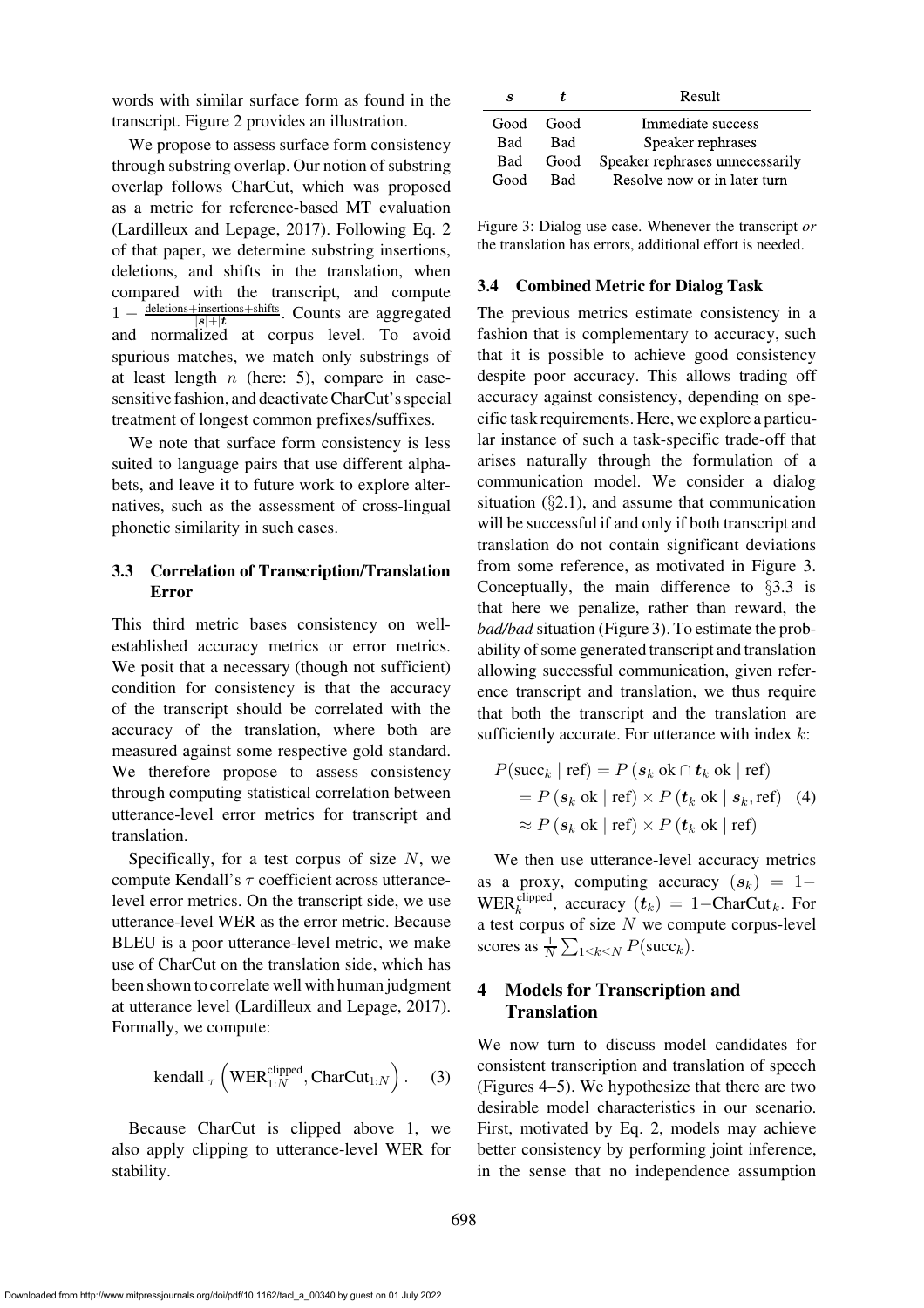words with similar surface form as found in the transcript. Figure 2 provides an illustration.

We propose to assess surface form consistency through substring overlap. Our notion of substring overlap follows CharCut, which was proposed as a metric for reference-based MT evaluation (Lardilleux and Lepage, 2017). Following Eq. 2 of that paper, we determine substring insertions, deletions, and shifts in the translation, when compared with the transcript, and compute $1 - \frac{\text{deletions+insertions+shifts}}{|\boldsymbol{s}|+|\boldsymbol{t}|}$. Counts are aggregated and normalized at corpus level. To avoid spurious matches, we match only substrings of at least length $n$ (here: 5), compare in case-sensitive fashion, and deactivate CharCut's special treatment of longest common prefixes/suffixes.

We note that surface form consistency is less suited to language pairs that use different alphabets, and leave it to future work to explore alternatives, such as the assessment of cross-lingual phonetic similarity in such cases.

### 3.3 Correlation of Transcription/Translation Error

This third metric bases consistency on well-established accuracy metrics or error metrics. We posit that a necessary (though not sufficient) condition for consistency is that the accuracy of the transcript should be correlated with the accuracy of the translation, where both are measured against some respective gold standard. We therefore propose to assess consistency through computing statistical correlation between utterance-level error metrics for transcript and translation.

Specifically, for a test corpus of size $N$, we compute Kendall's $\tau$ coefficient across utterance-level error metrics. On the transcript side, we use utterance-level WER as the error metric. Because BLEU is a poor utterance-level metric, we make use of CharCut on the translation side, which has been shown to correlate well with human judgment at utterance level (Lardilleux and Lepage, 2017). Formally, we compute:

$$\text{kendall}_{\tau}\left(\text{WER}_{1:N}^{\text{clipped}}, \text{CharCut}_{1:N}\right). \quad (3)$$

Because CharCut is clipped above 1, we also apply clipping to utterance-level WER for stability.

| $s$ | $t$ | Result |
|---|---|---|
| Good | Good | Immediate success |
| Bad | Bad | Speaker rephrases |
| Bad | Good | Speaker rephrases unnecessarily |
| Good | Bad | Resolve now or in later turn |

Figure 3: Dialog use case. Whenever the transcript *or* the translation has errors, additional effort is needed.

### 3.4 Combined Metric for Dialog Task

The previous metrics estimate consistency in a fashion that is complementary to accuracy, such that it is possible to achieve good consistency despite poor accuracy. This allows trading off accuracy against consistency, depending on specific task requirements. Here, we explore a particular instance of such a task-specific trade-off that arises naturally through the formulation of a communication model. We consider a dialog situation (§2.1), and assume that communication will be successful if and only if both transcript and translation do not contain significant deviations from some reference, as motivated in Figure 3. Conceptually, the main difference to §3.3 is that here we penalize, rather than reward, the *bad/bad* situation (Figure 3). To estimate the probability of some generated transcript and translation allowing successful communication, given reference transcript and translation, we thus require that both the transcript and the translation are sufficiently accurate. For utterance with index $k$:

$$\begin{aligned} P(\text{succ}_k \mid \text{ref}) &= P\left(\boldsymbol{s}_k \text{ ok} \cap \boldsymbol{t}_k \text{ ok} \mid \text{ref}\right) \\ &= P\left(\boldsymbol{s}_k \text{ ok} \mid \text{ref}\right) \times P\left(\boldsymbol{t}_k \text{ ok} \mid \boldsymbol{s}_k, \text{ref}\right) \quad (4) \\ &\approx P\left(\boldsymbol{s}_k \text{ ok} \mid \text{ref}\right) \times P\left(\boldsymbol{t}_k \text{ ok} \mid \text{ref}\right) \end{aligned}$$

We then use utterance-level accuracy metrics as a proxy, computing accuracy $(\boldsymbol{s}_k) = 1 - \text{WER}_k^{\text{clipped}}$, accuracy $(\boldsymbol{t}_k) = 1 - \text{CharCut}_k$. For a test corpus of size $N$ we compute corpus-level scores as $\frac{1}{N}\sum_{1\leq k\leq N} P(\text{succ}_k)$.

## 4 Models for Transcription and Translation

We now turn to discuss model candidates for consistent transcription and translation of speech (Figures 4–5). We hypothesize that there are two desirable model characteristics in our scenario. First, motivated by Eq. 2, models may achieve better consistency by performing joint inference, in the sense that no independence assumption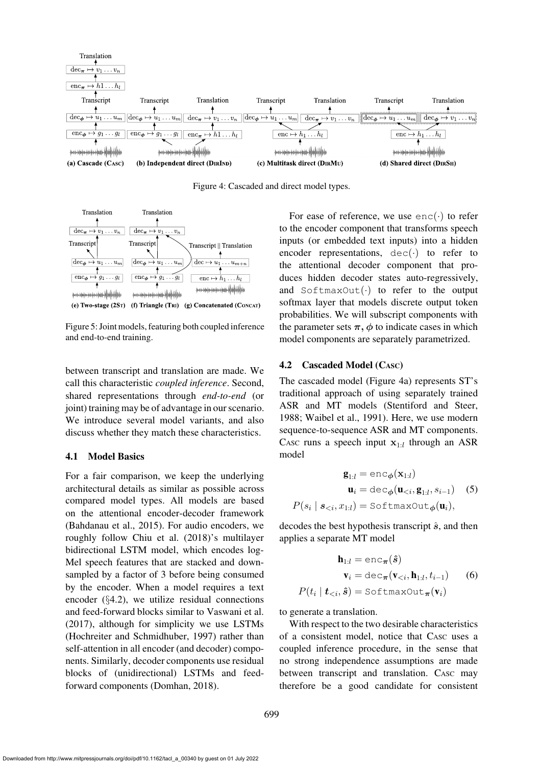Figure 4: Cascaded and direct model types.

Figure 5: Joint models, featuring both coupled inference and end-to-end training.

between transcript and translation are made. We call this characteristic *coupled inference*. Second, shared representations through *end-to-end* (or joint) training may be of advantage in our scenario. We introduce several model variants, and also discuss whether they match these characteristics.

### 4.1 Model Basics

For a fair comparison, we keep the underlying architectural details as similar as possible across compared model types. All models are based on the attentional encoder-decoder framework (Bahdanau et al., 2015). For audio encoders, we roughly follow Chiu et al. (2018)'s multilayer bidirectional LSTM model, which encodes log-Mel speech features that are stacked and downsampled by a factor of 3 before being consumed by the encoder. When a model requires a text encoder (§4.2), we utilize residual connections and feed-forward blocks similar to Vaswani et al. (2017), although for simplicity we use LSTMs (Hochreiter and Schmidhuber, 1997) rather than self-attention in all encoder (and decoder) components. Similarly, decoder components use residual blocks of (unidirectional) LSTMs and feed-forward components (Domhan, 2018).

For ease of reference, we use $\texttt{enc}(\cdot)$ to refer to the encoder component that transforms speech inputs (or embedded text inputs) into a hidden encoder representations, $\texttt{dec}(\cdot)$ to refer to the attentional decoder component that produces hidden decoder states auto-regressively, and $\texttt{SoftmaxOut}(\cdot)$ to refer to the output softmax layer that models discrete output token probabilities. We will subscript components with the parameter sets $\boldsymbol{\pi}, \boldsymbol{\phi}$ to indicate cases in which model components are separately parametrized.

### 4.2 Cascaded Model (Casc)

The cascaded model (Figure 4a) represents ST's traditional approach of using separately trained ASR and MT models (Stentiford and Steer, 1988; Waibel et al., 1991). Here, we use modern sequence-to-sequence ASR and MT components. Casc runs a speech input $\mathbf{x}_{1:l}$ through an ASR model

$$\begin{aligned} \mathbf{g}_{1:l} &= \texttt{enc}_{\boldsymbol{\phi}}(\mathbf{x}_{1:l}) \\ \mathbf{u}_i &= \texttt{dec}_{\boldsymbol{\phi}}(\mathbf{u}_{<i}, \mathbf{g}_{1:l}, s_{i-1}) \\ P(s_i \mid \boldsymbol{s}_{<i}, x_{1:l}) &= \texttt{SoftmaxOut}_{\boldsymbol{\phi}}(\mathbf{u}_i), \end{aligned} \tag{5}$$

decodes the best hypothesis transcript $\hat{\boldsymbol{s}}$, and then applies a separate MT model

$$\begin{aligned} \mathbf{h}_{1:l} &= \texttt{enc}_{\boldsymbol{\pi}}(\hat{\boldsymbol{s}}) \\ \mathbf{v}_i &= \texttt{dec}_{\boldsymbol{\pi}}(\mathbf{v}_{<i}, \mathbf{h}_{1:l}, t_{i-1}) \\ P(t_i \mid \boldsymbol{t}_{<i}, \hat{\boldsymbol{s}}) &= \texttt{SoftmaxOut}_{\boldsymbol{\pi}}(\mathbf{v}_i) \end{aligned} \tag{6}$$

to generate a translation.

With respect to the two desirable characteristics of a consistent model, notice that Casc uses a coupled inference procedure, in the sense that no strong independence assumptions are made between transcript and translation. Casc may therefore be a good candidate for consistent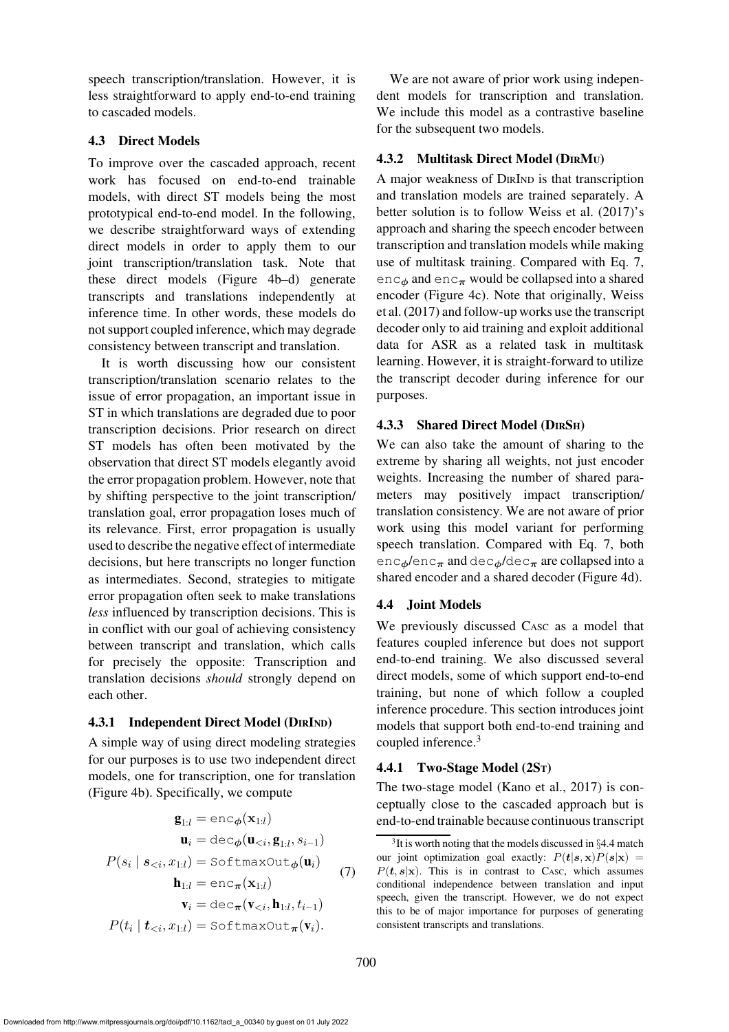speech transcription/translation. However, it is less straightforward to apply end-to-end training to cascaded models.

### 4.3 Direct Models

To improve over the cascaded approach, recent work has focused on end-to-end trainable models, with direct ST models being the most prototypical end-to-end model. In the following, we describe straightforward ways of extending direct models in order to apply them to our joint transcription/translation task. Note that these direct models (Figure 4b–d) generate transcripts and translations independently at inference time. In other words, these models do not support coupled inference, which may degrade consistency between transcript and translation.

It is worth discussing how our consistent transcription/translation scenario relates to the issue of error propagation, an important issue in ST in which translations are degraded due to poor transcription decisions. Prior research on direct ST models has often been motivated by the observation that direct ST models elegantly avoid the error propagation problem. However, note that by shifting perspective to the joint transcription/translation goal, error propagation loses much of its relevance. First, error propagation is usually used to describe the negative effect of intermediate decisions, but here transcripts no longer function as intermediates. Second, strategies to mitigate error propagation often seek to make translations *less* influenced by transcription decisions. This is in conflict with our goal of achieving consistency between transcript and translation, which calls for precisely the opposite: Transcription and translation decisions *should* strongly depend on each other.

#### 4.3.1 Independent Direct Model (DirInd)

A simple way of using direct modeling strategies for our purposes is to use two independent direct models, one for transcription, one for translation (Figure 4b). Specifically, we compute

$$
\begin{aligned}
\mathbf{g}_{1:l} &= \texttt{enc}_{\boldsymbol{\phi}}(\mathbf{x}_{1:l}) \\
\mathbf{u}_i &= \texttt{dec}_{\boldsymbol{\phi}}(\mathbf{u}_{<i}, \mathbf{g}_{1:l}, s_{i-1}) \\
P(s_i \mid \boldsymbol{s}_{<i}, x_{1:l}) &= \texttt{SoftmaxOut}_{\boldsymbol{\phi}}(\mathbf{u}_i) \\
\mathbf{h}_{1:l} &= \texttt{enc}_{\boldsymbol{\pi}}(\mathbf{x}_{1:l}) \\
\mathbf{v}_i &= \texttt{dec}_{\boldsymbol{\pi}}(\mathbf{v}_{<i}, \mathbf{h}_{1:l}, t_{i-1}) \\
P(t_i \mid \boldsymbol{t}_{<i}, x_{1:l}) &= \texttt{SoftmaxOut}_{\boldsymbol{\pi}}(\mathbf{v}_i).
\end{aligned} \tag{7}
$$

We are not aware of prior work using independent models for transcription and translation. We include this model as a contrastive baseline for the subsequent two models.

#### 4.3.2 Multitask Direct Model (DirMu)

A major weakness of DirInd is that transcription and translation models are trained separately. A better solution is to follow Weiss et al. (2017)'s approach and sharing the speech encoder between transcription and translation models while making use of multitask training. Compared with Eq. 7, $\texttt{enc}_{\boldsymbol{\phi}}$ and $\texttt{enc}_{\boldsymbol{\pi}}$ would be collapsed into a shared encoder (Figure 4c). Note that originally, Weiss et al. (2017) and follow-up works use the transcript decoder only to aid training and exploit additional data for ASR as a related task in multitask learning. However, it is straight-forward to utilize the transcript decoder during inference for our purposes.

#### 4.3.3 Shared Direct Model (DirSh)

We can also take the amount of sharing to the extreme by sharing all weights, not just encoder weights. Increasing the number of shared parameters may positively impact transcription/translation consistency. We are not aware of prior work using this model variant for performing speech translation. Compared with Eq. 7, both $\texttt{enc}_{\boldsymbol{\phi}}$/$\texttt{enc}_{\boldsymbol{\pi}}$ and $\texttt{dec}_{\boldsymbol{\phi}}$/$\texttt{dec}_{\boldsymbol{\pi}}$ are collapsed into a shared encoder and a shared decoder (Figure 4d).

### 4.4 Joint Models

We previously discussed Casc as a model that features coupled inference but does not support end-to-end training. We also discussed several direct models, some of which support end-to-end training, but none of which follow a coupled inference procedure. This section introduces joint models that support both end-to-end training and coupled inference.[3]

#### 4.4.1 Two-Stage Model (2St)

The two-stage model (Kano et al., 2017) is conceptually close to the cascaded approach but is end-to-end trainable because continuous transcript

[3] It is worth noting that the models discussed in §4.4 match our joint optimization goal exactly: $P(\boldsymbol{t}|\boldsymbol{s},\mathbf{x})P(\boldsymbol{s}|\mathbf{x}) = P(\boldsymbol{t},\boldsymbol{s}|\mathbf{x})$. This is in contrast to Casc, which assumes conditional independence between translation and input speech, given the transcript. However, we do not expect this to be of major importance for purposes of generating consistent transcripts and translations.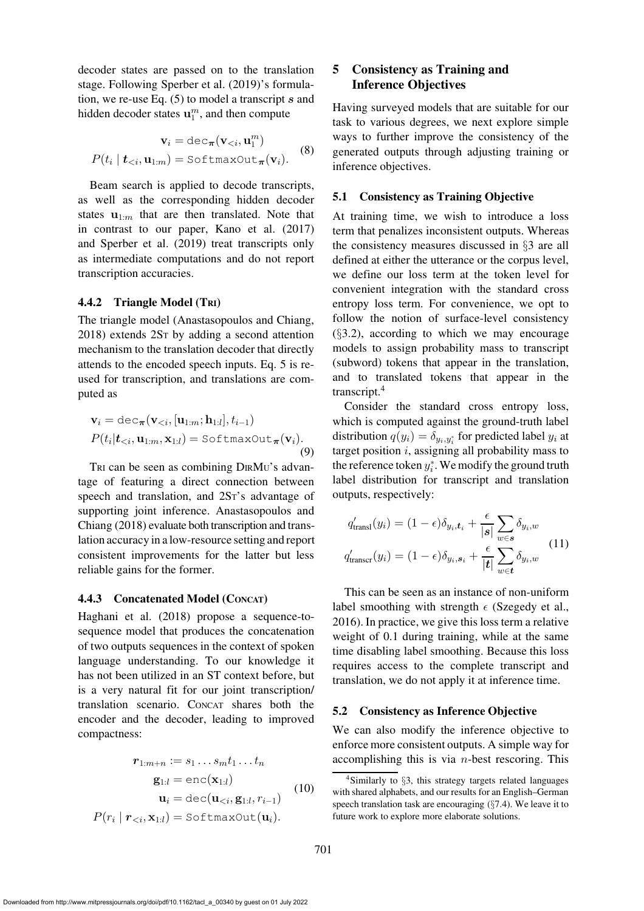decoder states are passed on to the translation stage. Following Sperber et al. (2019)'s formulation, we re-use Eq. (5) to model a transcript $\boldsymbol{s}$ and hidden decoder states $\mathbf{u}_1^m$, and then compute

$$\begin{aligned}\mathbf{v}_i &= \texttt{dec}_{\boldsymbol{\pi}}(\mathbf{v}_{<i}, \mathbf{u}_1^m) \\ P(t_i \mid \boldsymbol{t}_{<i}, \mathbf{u}_{1:m}) &= \texttt{SoftmaxOut}_{\boldsymbol{\pi}}(\mathbf{v}_i).\end{aligned} \tag{8}$$

Beam search is applied to decode transcripts, as well as the corresponding hidden decoder states $\mathbf{u}_{1:m}$ that are then translated. Note that in contrast to our paper, Kano et al. (2017) and Sperber et al. (2019) treat transcripts only as intermediate computations and do not report transcription accuracies.

#### 4.4.2 Triangle Model (Tri)

The triangle model (Anastasopoulos and Chiang, 2018) extends 2St by adding a second attention mechanism to the translation decoder that directly attends to the encoded speech inputs. Eq. 5 is re-used for transcription, and translations are computed as

$$\begin{aligned}&\mathbf{v}_i = \texttt{dec}_{\boldsymbol{\pi}}(\mathbf{v}_{<i}, [\mathbf{u}_{1:m}; \mathbf{h}_{1:l}], t_{i-1}) \\ &P(t_i|\boldsymbol{t}_{<i}, \mathbf{u}_{1:m}, \mathbf{x}_{1:l}) = \texttt{SoftmaxOut}_{\boldsymbol{\pi}}(\mathbf{v}_i).\end{aligned} \tag{9}$$

Tri can be seen as combining DirMu's advantage of featuring a direct connection between speech and translation, and 2St's advantage of supporting joint inference. Anastasopoulos and Chiang (2018) evaluate both transcription and translation accuracy in a low-resource setting and report consistent improvements for the latter but less reliable gains for the former.

#### 4.4.3 Concatenated Model (Concat)

Haghani et al. (2018) propose a sequence-to-sequence model that produces the concatenation of two outputs sequences in the context of spoken language understanding. To our knowledge it has not been utilized in an ST context before, but is a very natural fit for our joint transcription/translation scenario. Concat shares both the encoder and the decoder, leading to improved compactness:

$$\begin{aligned}\boldsymbol{r}_{1:m+n} &:= s_1 \ldots s_m t_1 \ldots t_n \\ \mathbf{g}_{1:l} &= \texttt{enc}(\mathbf{x}_{1:l}) \\ \mathbf{u}_i &= \texttt{dec}(\mathbf{u}_{<i}, \mathbf{g}_{1:l}, r_{i-1}) \\ P(r_i \mid \boldsymbol{r}_{<i}, \mathbf{x}_{1:l}) &= \texttt{SoftmaxOut}(\mathbf{u}_i).\end{aligned} \tag{10}$$

## 5 Consistency as Training and Inference Objectives

Having surveyed models that are suitable for our task to various degrees, we next explore simple ways to further improve the consistency of the generated outputs through adjusting training or inference objectives.

### 5.1 Consistency as Training Objective

At training time, we wish to introduce a loss term that penalizes inconsistent outputs. Whereas the consistency measures discussed in §3 are all defined at either the utterance or the corpus level, we define our loss term at the token level for convenient integration with the standard cross entropy loss term. For convenience, we opt to follow the notion of surface-level consistency (§3.2), according to which we may encourage models to assign probability mass to transcript (subword) tokens that appear in the translation, and to translated tokens that appear in the transcript.[4]

Consider the standard cross entropy loss, which is computed against the ground-truth label distribution $q(y_i) = \delta_{y_i, y_i^*}$ for predicted label $y_i$ at target position $i$, assigning all probability mass to the reference token $y_i^*$. We modify the ground truth label distribution for transcript and translation outputs, respectively:

$$\begin{aligned}q'_{\text{transl}}(y_i) &= (1-\epsilon)\delta_{y_i, \boldsymbol{t}_i} + \frac{\epsilon}{|\boldsymbol{s}|}\sum_{w \in \boldsymbol{s}} \delta_{y_i, w} \\ q'_{\text{transcr}}(y_i) &= (1-\epsilon)\delta_{y_i, \boldsymbol{s}_i} + \frac{\epsilon}{|\boldsymbol{t}|}\sum_{w \in \boldsymbol{t}} \delta_{y_i, w}\end{aligned} \tag{11}$$

This can be seen as an instance of non-uniform label smoothing with strength $\epsilon$ (Szegedy et al., 2016). In practice, we give this loss term a relative weight of 0.1 during training, while at the same time disabling label smoothing. Because this loss requires access to the complete transcript and translation, we do not apply it at inference time.

### 5.2 Consistency as Inference Objective

We can also modify the inference objective to enforce more consistent outputs. A simple way for accomplishing this is via $n$-best rescoring. This

[4] Similarly to §3, this strategy targets related languages with shared alphabets, and our results for an English–German speech translation task are encouraging (§7.4). We leave it to future work to explore more elaborate solutions.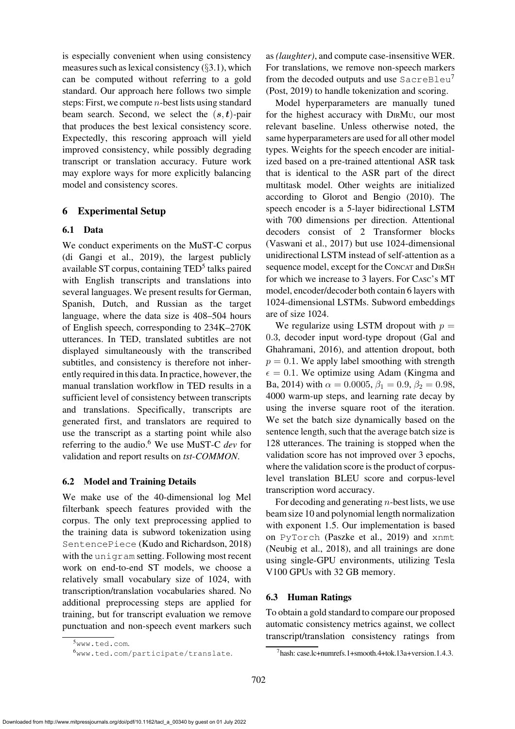is especially convenient when using consistency measures such as lexical consistency (§3.1), which can be computed without referring to a gold standard. Our approach here follows two simple steps: First, we compute $n$-best lists using standard beam search. Second, we select the $(\boldsymbol{s}, \boldsymbol{t})$-pair that produces the best lexical consistency score. Expectedly, this rescoring approach will yield improved consistency, while possibly degrading transcript or translation accuracy. Future work may explore ways for more explicitly balancing model and consistency scores.

## 6 Experimental Setup

### 6.1 Data

We conduct experiments on the MuST-C corpus (di Gangi et al., 2019), the largest publicly available ST corpus, containing TED[5] talks paired with English transcripts and translations into several languages. We present results for German, Spanish, Dutch, and Russian as the target language, where the data size is 408–504 hours of English speech, corresponding to 234K–270K utterances. In TED, translated subtitles are not displayed simultaneously with the transcribed subtitles, and consistency is therefore not inherently required in this data. In practice, however, the manual translation workflow in TED results in a sufficient level of consistency between transcripts and translations. Specifically, transcripts are generated first, and translators are required to use the transcript as a starting point while also referring to the audio.[6] We use MuST-C *dev* for validation and report results on *tst-COMMON*.

### 6.2 Model and Training Details

We make use of the 40-dimensional log Mel filterbank speech features provided with the corpus. The only text preprocessing applied to the training data is subword tokenization using `SentencePiece` (Kudo and Richardson, 2018) with the `unigram` setting. Following most recent work on end-to-end ST models, we choose a relatively small vocabulary size of 1024, with transcription/translation vocabularies shared. No additional preprocessing steps are applied for training, but for transcript evaluation we remove punctuation and non-speech event markers such as *(laughter)*, and compute case-insensitive WER. For translations, we remove non-speech markers from the decoded outputs and use `SacreBleu`[7] (Post, 2019) to handle tokenization and scoring.

Model hyperparameters are manually tuned for the highest accuracy with DirMu, our most relevant baseline. Unless otherwise noted, the same hyperparameters are used for all other model types. Weights for the speech encoder are initialized based on a pre-trained attentional ASR task that is identical to the ASR part of the direct multitask model. Other weights are initialized according to Glorot and Bengio (2010). The speech encoder is a 5-layer bidirectional LSTM with 700 dimensions per direction. Attentional decoders consist of 2 Transformer blocks (Vaswani et al., 2017) but use 1024-dimensional unidirectional LSTM instead of self-attention as a sequence model, except for the Concat and DirSh for which we increase to 3 layers. For Casc's MT model, encoder/decoder both contain 6 layers with 1024-dimensional LSTMs. Subword embeddings are of size 1024.

We regularize using LSTM dropout with $p = 0.3$, decoder input word-type dropout (Gal and Ghahramani, 2016), and attention dropout, both $p = 0.1$. We apply label smoothing with strength $\epsilon = 0.1$. We optimize using Adam (Kingma and Ba, 2014) with $\alpha = 0.0005$, $\beta_1 = 0.9$, $\beta_2 = 0.98$, 4000 warm-up steps, and learning rate decay by using the inverse square root of the iteration. We set the batch size dynamically based on the sentence length, such that the average batch size is 128 utterances. The training is stopped when the validation score has not improved over 3 epochs, where the validation score is the product of corpus-level translation BLEU score and corpus-level transcription word accuracy.

For decoding and generating $n$-best lists, we use beam size 10 and polynomial length normalization with exponent 1.5. Our implementation is based on `PyTorch` (Paszke et al., 2019) and `xnmt` (Neubig et al., 2018), and all trainings are done using single-GPU environments, utilizing Tesla V100 GPUs with 32 GB memory.

### 6.3 Human Ratings

To obtain a gold standard to compare our proposed automatic consistency metrics against, we collect transcript/translation consistency ratings from

[5] www.ted.com.

[6] www.ted.com/participate/translate.

[7] hash: case.lc+numrefs.1+smooth.4+tok.13a+version.1.4.3.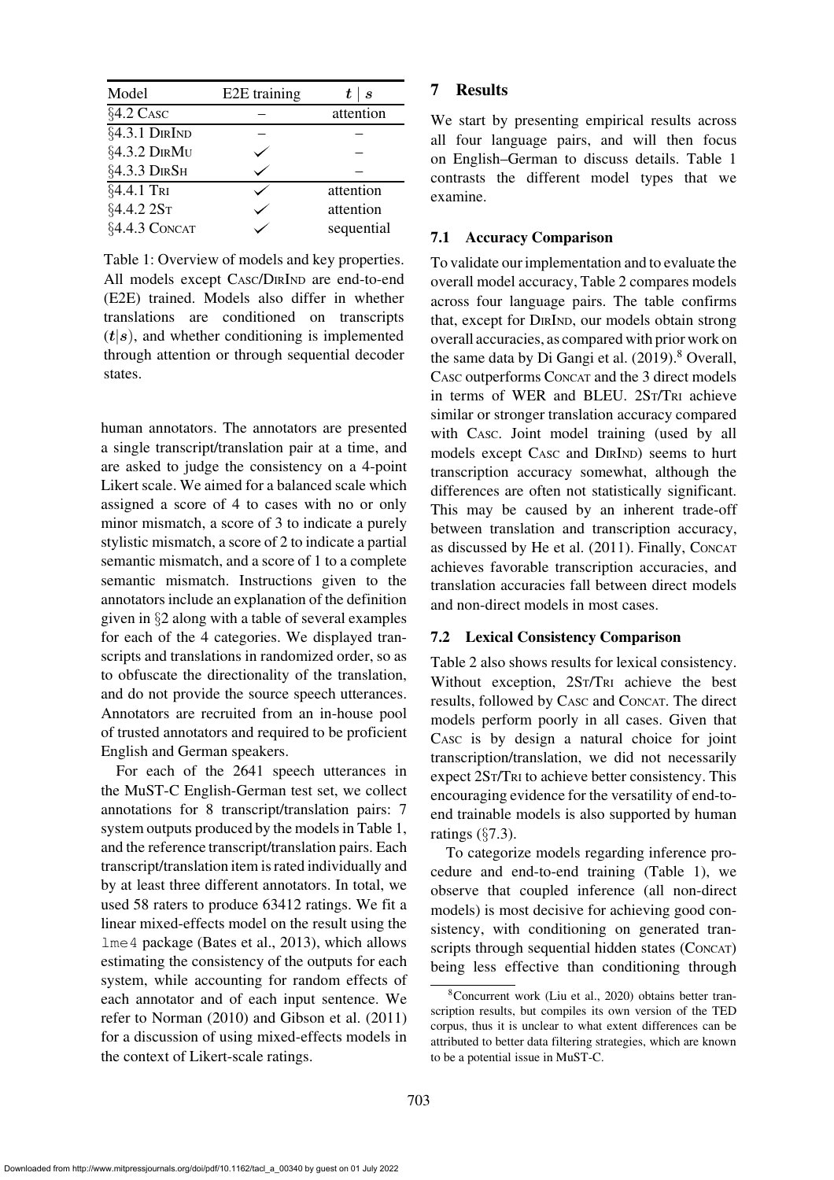| Model | E2E training | $\boldsymbol{t} \mid \boldsymbol{s}$ |
| --- | --- | --- |
| §4.2 Casc | – | attention |
| §4.3.1 DirInd | – | – |
| §4.3.2 DirMu | ✓ | – |
| §4.3.3 DirSh | ✓ | – |
| §4.4.1 Tri | ✓ | attention |
| §4.4.2 2St | ✓ | attention |
| §4.4.3 Concat | ✓ | sequential |

Table 1: Overview of models and key properties. All models except Casc/DirInd are end-to-end (E2E) trained. Models also differ in whether translations are conditioned on transcripts ($\boldsymbol{t}|\boldsymbol{s}$), and whether conditioning is implemented through attention or through sequential decoder states.

human annotators. The annotators are presented a single transcript/translation pair at a time, and are asked to judge the consistency on a 4-point Likert scale. We aimed for a balanced scale which assigned a score of 4 to cases with no or only minor mismatch, a score of 3 to indicate a purely stylistic mismatch, a score of 2 to indicate a partial semantic mismatch, and a score of 1 to a complete semantic mismatch. Instructions given to the annotators include an explanation of the definition given in §2 along with a table of several examples for each of the 4 categories. We displayed transcripts and translations in randomized order, so as to obfuscate the directionality of the translation, and do not provide the source speech utterances. Annotators are recruited from an in-house pool of trusted annotators and required to be proficient English and German speakers.

For each of the 2641 speech utterances in the MuST-C English-German test set, we collect annotations for 8 transcript/translation pairs: 7 system outputs produced by the models in Table 1, and the reference transcript/translation pairs. Each transcript/translation item is rated individually and by at least three different annotators. In total, we used 58 raters to produce 63412 ratings. We fit a linear mixed-effects model on the result using the `lme4` package (Bates et al., 2013), which allows estimating the consistency of the outputs for each system, while accounting for random effects of each annotator and of each input sentence. We refer to Norman (2010) and Gibson et al. (2011) for a discussion of using mixed-effects models in the context of Likert-scale ratings.

## 7 Results

We start by presenting empirical results across all four language pairs, and will then focus on English–German to discuss details. Table 1 contrasts the different model types that we examine.

### 7.1 Accuracy Comparison

To validate our implementation and to evaluate the overall model accuracy, Table 2 compares models across four language pairs. The table confirms that, except for DirInd, our models obtain strong overall accuracies, as compared with prior work on the same data by Di Gangi et al. (2019).[8] Overall, Casc outperforms Concat and the 3 direct models in terms of WER and BLEU. 2St/Tri achieve similar or stronger translation accuracy compared with Casc. Joint model training (used by all models except Casc and DirInd) seems to hurt transcription accuracy somewhat, although the differences are often not statistically significant. This may be caused by an inherent trade-off between translation and transcription accuracy, as discussed by He et al. (2011). Finally, Concat achieves favorable transcription accuracies, and translation accuracies fall between direct models and non-direct models in most cases.

### 7.2 Lexical Consistency Comparison

Table 2 also shows results for lexical consistency. Without exception, 2St/Tri achieve the best results, followed by Casc and Concat. The direct models perform poorly in all cases. Given that Casc is by design a natural choice for joint transcription/translation, we did not necessarily expect 2St/Tri to achieve better consistency. This encouraging evidence for the versatility of end-to-end trainable models is also supported by human ratings (§7.3).

To categorize models regarding inference procedure and end-to-end training (Table 1), we observe that coupled inference (all non-direct models) is most decisive for achieving good consistency, with conditioning on generated transcripts through sequential hidden states (Concat) being less effective than conditioning through

[8] Concurrent work (Liu et al., 2020) obtains better transcription results, but compiles its own version of the TED corpus, thus it is unclear to what extent differences can be attributed to better data filtering strategies, which are known to be a potential issue in MuST-C.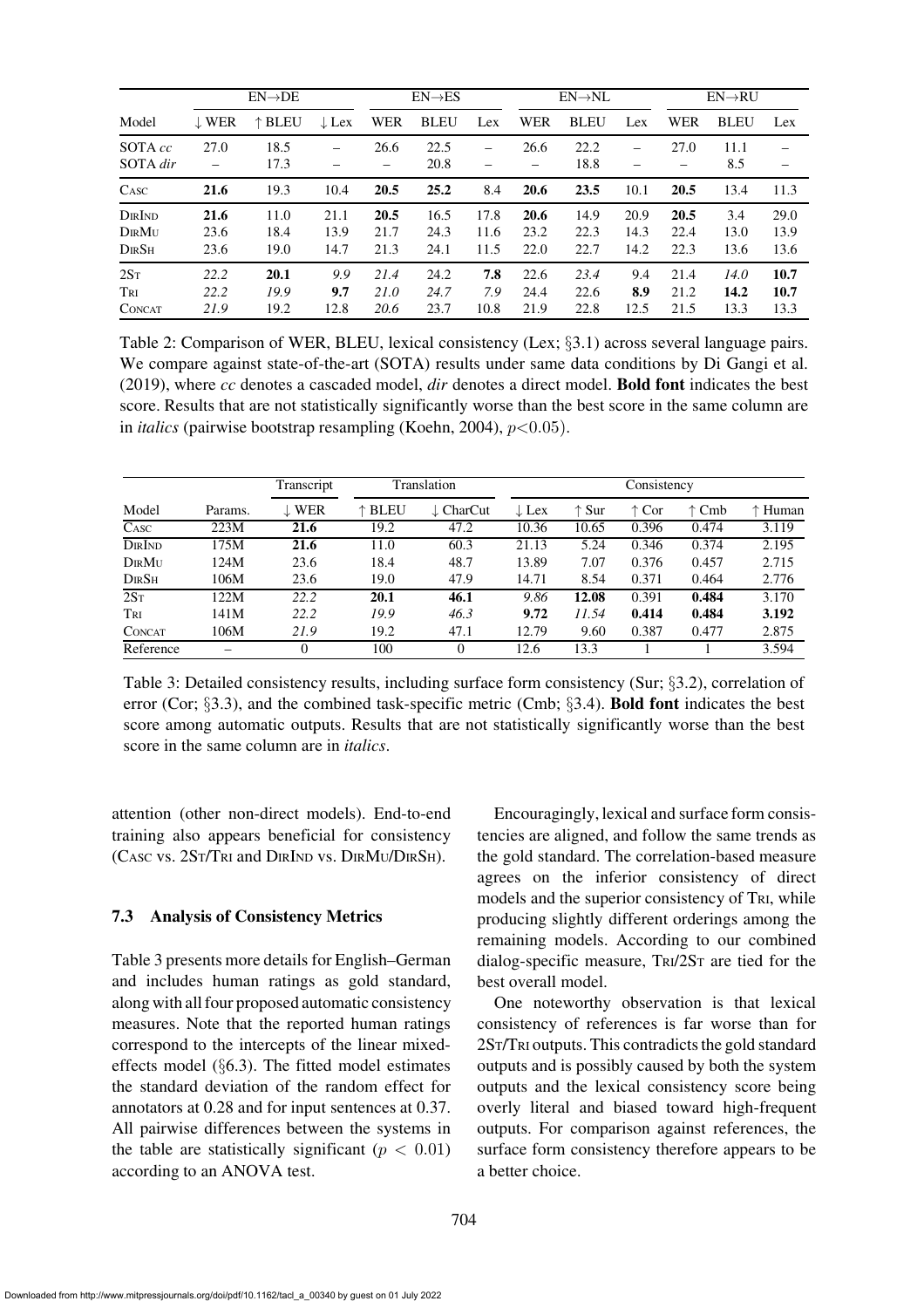| | EN→DE | | | EN→ES | | | EN→NL | | | EN→RU | | |
|---|---|---|---|---|---|---|---|---|---|---|---|---|
| Model | ↓ WER | ↑ BLEU | ↓ Lex | WER | BLEU | Lex | WER | BLEU | Lex | WER | BLEU | Lex |
| SOTA *cc* | 27.0 | 18.5 | – | 26.6 | 22.5 | – | 26.6 | 22.2 | – | 27.0 | 11.1 | – |
| SOTA *dir* | – | 17.3 | – | – | 20.8 | – | – | 18.8 | – | – | 8.5 | – |
| CASC | **21.6** | 19.3 | 10.4 | **20.5** | **25.2** | 8.4 | **20.6** | **23.5** | 10.1 | **20.5** | 13.4 | 11.3 |
| DIRIND | **21.6** | 11.0 | 21.1 | **20.5** | 16.5 | 17.8 | **20.6** | 14.9 | 20.9 | **20.5** | 3.4 | 29.0 |
| DIRMU | 23.6 | 18.4 | 13.9 | 21.7 | 24.3 | 11.6 | 23.2 | 22.3 | 14.3 | 22.4 | 13.0 | 13.9 |
| DIRSH | 23.6 | 19.0 | 14.7 | 21.3 | 24.1 | 11.5 | 22.0 | 22.7 | 14.2 | 22.3 | 13.6 | 13.6 |
| 2ST | *22.2* | **20.1** | *9.9* | *21.4* | 24.2 | **7.8** | 22.6 | *23.4* | 9.4 | 21.4 | *14.0* | **10.7** |
| TRI | *22.2* | *19.9* | **9.7** | *21.0* | *24.7* | *7.9* | 24.4 | 22.6 | **8.9** | 21.2 | **14.2** | **10.7** |
| CONCAT | *21.9* | 19.2 | 12.8 | *20.6* | 23.7 | 10.8 | 21.9 | 22.8 | 12.5 | 21.5 | 13.3 | 13.3 |

Table 2: Comparison of WER, BLEU, lexical consistency (Lex; §3.1) across several language pairs. We compare against state-of-the-art (SOTA) results under same data conditions by Di Gangi et al. (2019), where *cc* denotes a cascaded model, *dir* denotes a direct model. **Bold font** indicates the best score. Results that are not statistically significantly worse than the best score in the same column are in *italics* (pairwise bootstrap resampling (Koehn, 2004), $p<0.05$).

| | | Transcript | Translation | | Consistency | | | | |
|---|---|---|---|---|---|---|---|---|---|
| Model | Params. | ↓ WER | ↑ BLEU | ↓ CharCut | ↓ Lex | ↑ Sur | ↑ Cor | ↑ Cmb | ↑ Human |
| CASC | 223M | **21.6** | 19.2 | 47.2 | 10.36 | 10.65 | 0.396 | 0.474 | 3.119 |
| DIRIND | 175M | **21.6** | 11.0 | 60.3 | 21.13 | 5.24 | 0.346 | 0.374 | 2.195 |
| DIRMU | 124M | 23.6 | 18.4 | 48.7 | 13.89 | 7.07 | 0.376 | 0.457 | 2.715 |
| DIRSH | 106M | 23.6 | 19.0 | 47.9 | 14.71 | 8.54 | 0.371 | 0.464 | 2.776 |
| 2ST | 122M | *22.2* | **20.1** | **46.1** | *9.86* | **12.08** | 0.391 | **0.484** | 3.170 |
| TRI | 141M | *22.2* | *19.9* | *46.3* | **9.72** | *11.54* | **0.414** | **0.484** | **3.192** |
| CONCAT | 106M | *21.9* | 19.2 | 47.1 | 12.79 | 9.60 | 0.387 | 0.477 | 2.875 |
| Reference | – | 0 | 100 | 0 | 12.6 | 13.3 | 1 | 1 | 3.594 |

Table 3: Detailed consistency results, including surface form consistency (Sur; §3.2), correlation of error (Cor; §3.3), and the combined task-specific metric (Cmb; §3.4). **Bold font** indicates the best score among automatic outputs. Results that are not statistically significantly worse than the best score in the same column are in *italics*.

attention (other non-direct models). End-to-end training also appears beneficial for consistency (CASC vs. 2ST/TRI and DIRIND vs. DIRMU/DIRSH).

### 7.3 Analysis of Consistency Metrics

Table 3 presents more details for English–German and includes human ratings as gold standard, along with all four proposed automatic consistency measures. Note that the reported human ratings correspond to the intercepts of the linear mixed-effects model (§6.3). The fitted model estimates the standard deviation of the random effect for annotators at 0.28 and for input sentences at 0.37. All pairwise differences between the systems in the table are statistically significant ($p < 0.01$) according to an ANOVA test.

Encouragingly, lexical and surface form consistencies are aligned, and follow the same trends as the gold standard. The correlation-based measure agrees on the inferior consistency of direct models and the superior consistency of TRI, while producing slightly different orderings among the remaining models. According to our combined dialog-specific measure, TRI/2ST are tied for the best overall model.

One noteworthy observation is that lexical consistency of references is far worse than for 2ST/TRI outputs. This contradicts the gold standard outputs and is possibly caused by both the system outputs and the lexical consistency score being overly literal and biased toward high-frequent outputs. For comparison against references, the surface form consistency therefore appears to be a better choice.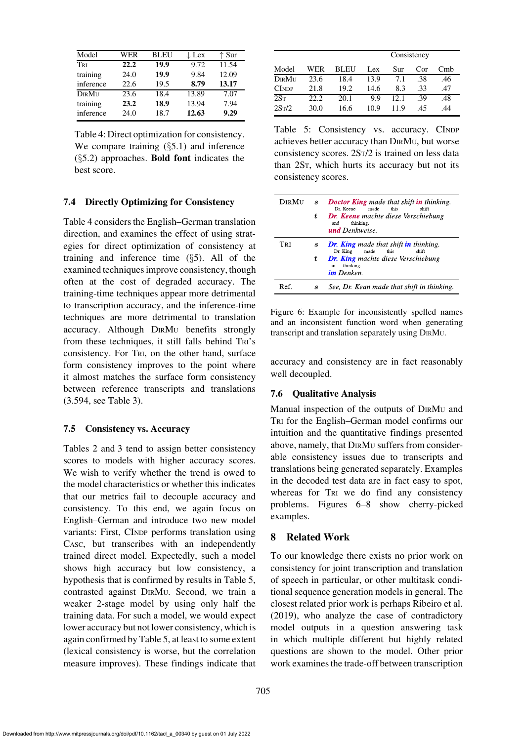| Model | WER | BLEU | ↓ Lex | ↑ Sur |
|---|---|---|---|---|
| TRI | **22.2** | **19.9** | 9.72 | 11.54 |
| training | 24.0 | **19.9** | 9.84 | 12.09 |
| inference | 22.6 | 19.5 | **8.79** | **13.17** |
| DIRMU | 23.6 | 18.4 | 13.89 | 7.07 |
| training | **23.2** | **18.9** | 13.94 | 7.94 |
| inference | 24.0 | 18.7 | **12.63** | **9.29** |

Table 4: Direct optimization for consistency. We compare training (§5.1) and inference (§5.2) approaches. **Bold font** indicates the best score.

### 7.4 Directly Optimizing for Consistency

Table 4 considers the English–German translation direction, and examines the effect of using strategies for direct optimization of consistency at training and inference time (§5). All of the examined techniques improve consistency, though often at the cost of degraded accuracy. The training-time techniques appear more detrimental to transcription accuracy, and the inference-time techniques are more detrimental to translation accuracy. Although DIRMU benefits strongly from these techniques, it still falls behind TRI's consistency. For TRI, on the other hand, surface form consistency improves to the point where it almost matches the surface form consistency between reference transcripts and translations (3.594, see Table 3).

### 7.5 Consistency vs. Accuracy

Tables 2 and 3 tend to assign better consistency scores to models with higher accuracy scores. We wish to verify whether the trend is owed to the model characteristics or whether this indicates that our metrics fail to decouple accuracy and consistency. To this end, we again focus on English–German and introduce two new model variants: First, CINDP performs translation using CASC, but transcribes with an independently trained direct model. Expectedly, such a model shows high accuracy but low consistency, a hypothesis that is confirmed by results in Table 5, contrasted against DIRMU. Second, we train a weaker 2-stage model by using only half the training data. For such a model, we would expect lower accuracy but not lower consistency, which is again confirmed by Table 5, at least to some extent (lexical consistency is worse, but the correlation measure improves). These findings indicate that accuracy and consistency are in fact reasonably well decoupled.

| | | | Consistency | | | |
|---|---|---|---|---|---|---|
| Model | WER | BLEU | Lex | Sur | Cor | Cmb |
| DIRMU | 23.6 | 18.4 | 13.9 | 7.1 | .38 | .46 |
| CINDP | 21.8 | 19.2 | 14.6 | 8.3 | .33 | .47 |
| 2ST | 22.2 | 20.1 | 9.9 | 12.1 | .39 | .48 |
| 2ST/2 | 30.0 | 16.6 | 10.9 | 11.9 | .45 | .44 |

Table 5: Consistency vs. accuracy. CINDP achieves better accuracy than DIRMU, but worse consistency scores. 2ST/2 is trained on less data than 2ST, which hurts its accuracy but not its consistency scores.

| | | |
|---|---|---|
| DIRMU | *s* | *Doctor King made that shift in thinking.* (Dr. Keene made this shift) |
| | *t* | *Dr. Keene machte diese Verschiebung und Denkweise.* (and thinking.) |
| TRI | *s* | *Dr. King made that shift in thinking.* (Dr. King made this shift) |
| | *t* | *Dr. King machte diese Verschiebung im Denken.* (in thinking.) |
| Ref. | *s* | *See, Dr. Kean made that shift in thinking.* |

Figure 6: Example for inconsistently spelled names and an inconsistent function word when generating transcript and translation separately using DIRMU.

### 7.6 Qualitative Analysis

Manual inspection of the outputs of DIRMU and TRI for the English–German model confirms our intuition and the quantitative findings presented above, namely, that DIRMU suffers from considerable consistency issues due to transcripts and translations being generated separately. Examples in the decoded test data are in fact easy to spot, whereas for TRI we do find any consistency problems. Figures 6–8 show cherry-picked examples.

## 8 Related Work

To our knowledge there exists no prior work on consistency for joint transcription and translation of speech in particular, or other multitask conditional sequence generation models in general. The closest related prior work is perhaps Ribeiro et al. (2019), who analyze the case of contradictory model outputs in a question answering task in which multiple different but highly related questions are shown to the model. Other prior work examines the trade-off between transcription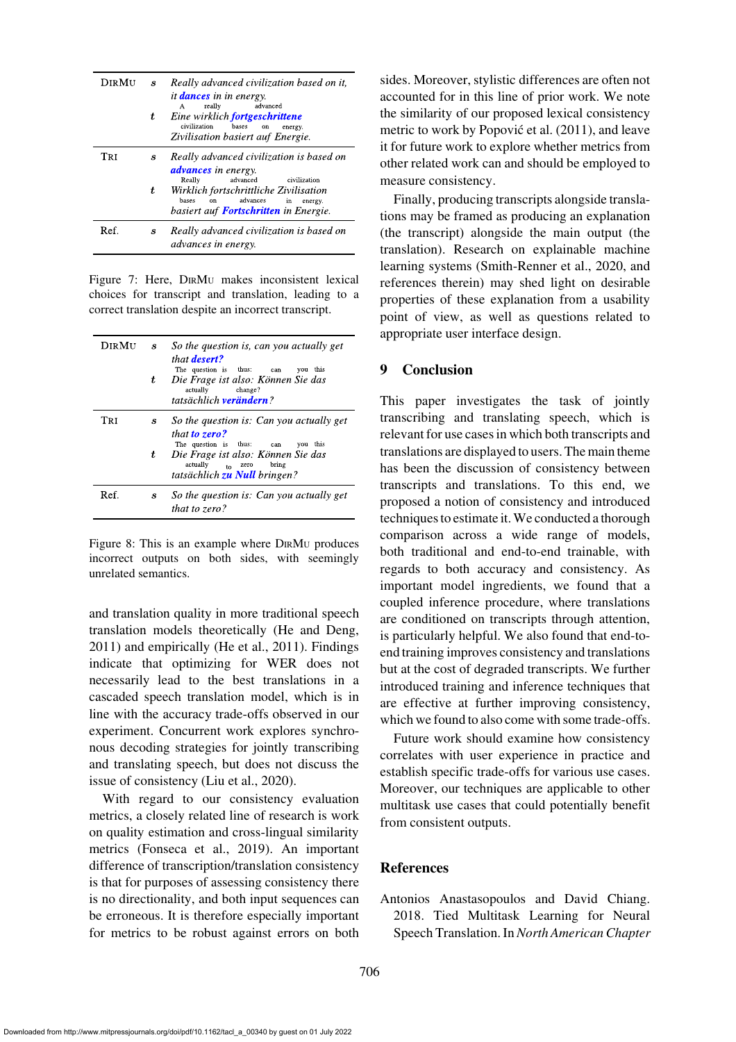| | | |
|---|---|---|
| DirMu | $s$ | *Really advanced civilization based on it, it **dances** in in energy.* |
| | $t$ | *Eine wirklich **fortgeschrittene** Zivilisation basiert auf Energie.* (A really advanced civilization bases on energy.) |
| Tri | $s$ | *Really advanced civilization is based on **advances** in energy.* |
| | $t$ | *Wirklich fortschrittliche Zivilisation basiert auf **Fortschritten** in Energie.* (Really advanced civilization bases on advances in energy.) |
| Ref. | $s$ | *Really advanced civilization is based on advances in energy.* |

Figure 7: Here, DirMu makes inconsistent lexical choices for transcript and translation, leading to a correct translation despite an incorrect transcript.

| | | |
|---|---|---|
| DirMu | $s$ | *So the question is, can you actually get that **desert?*** |
| | $t$ | *Die Frage ist also: Können Sie das tatsächlich **verändern**?* (The question is thus: can you this actually change?) |
| Tri | $s$ | *So the question is: Can you actually get that **to zero?*** |
| | $t$ | *Die Frage ist also: Können Sie das tatsächlich **zu Null** bringen?* (The question is thus: can you this actually to zero bring?) |
| Ref. | $s$ | *So the question is: Can you actually get that to zero?* |

Figure 8: This is an example where DirMu produces incorrect outputs on both sides, with seemingly unrelated semantics.

and translation quality in more traditional speech translation models theoretically (He and Deng, 2011) and empirically (He et al., 2011). Findings indicate that optimizing for WER does not necessarily lead to the best translations in a cascaded speech translation model, which is in line with the accuracy trade-offs observed in our experiment. Concurrent work explores synchronous decoding strategies for jointly transcribing and translating speech, but does not discuss the issue of consistency (Liu et al., 2020).

With regard to our consistency evaluation metrics, a closely related line of research is work on quality estimation and cross-lingual similarity metrics (Fonseca et al., 2019). An important difference of transcription/translation consistency is that for purposes of assessing consistency there is no directionality, and both input sequences can be erroneous. It is therefore especially important for metrics to be robust against errors on both sides. Moreover, stylistic differences are often not accounted for in this line of prior work. We note the similarity of our proposed lexical consistency metric to work by Popović et al. (2011), and leave it for future work to explore whether metrics from other related work can and should be employed to measure consistency.

Finally, producing transcripts alongside translations may be framed as producing an explanation (the transcript) alongside the main output (the translation). Research on explainable machine learning systems (Smith-Renner et al., 2020, and references therein) may shed light on desirable properties of these explanation from a usability point of view, as well as questions related to appropriate user interface design.

## 9 Conclusion

This paper investigates the task of jointly transcribing and translating speech, which is relevant for use cases in which both transcripts and translations are displayed to users. The main theme has been the discussion of consistency between transcripts and translations. To this end, we proposed a notion of consistency and introduced techniques to estimate it. We conducted a thorough comparison across a wide range of models, both traditional and end-to-end trainable, with regards to both accuracy and consistency. As important model ingredients, we found that a coupled inference procedure, where translations are conditioned on transcripts through attention, is particularly helpful. We also found that end-to-end training improves consistency and translations but at the cost of degraded transcripts. We further introduced training and inference techniques that are effective at further improving consistency, which we found to also come with some trade-offs.

Future work should examine how consistency correlates with user experience in practice and establish specific trade-offs for various use cases. Moreover, our techniques are applicable to other multitask use cases that could potentially benefit from consistent outputs.

## References

Antonios Anastasopoulos and David Chiang. 2018. Tied Multitask Learning for Neural Speech Translation. In *North American Chapter*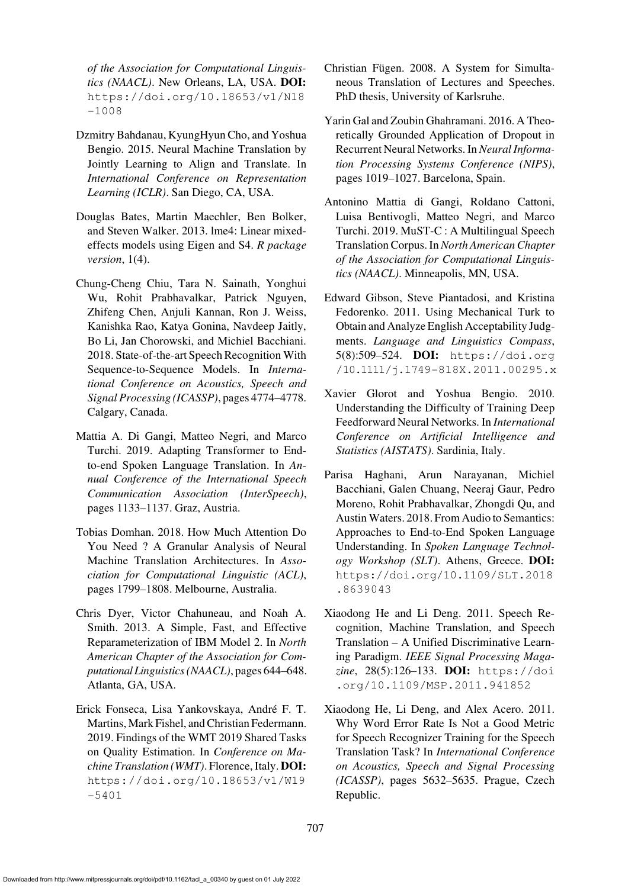*of the Association for Computational Linguistics (NAACL)*. New Orleans, LA, USA. **DOI:** https://doi.org/10.18653/v1/N18-1008

Dzmitry Bahdanau, KyungHyun Cho, and Yoshua Bengio. 2015. Neural Machine Translation by Jointly Learning to Align and Translate. In *International Conference on Representation Learning (ICLR)*. San Diego, CA, USA.

Douglas Bates, Martin Maechler, Ben Bolker, and Steven Walker. 2013. lme4: Linear mixed-effects models using Eigen and S4. *R package version*, 1(4).

Chung-Cheng Chiu, Tara N. Sainath, Yonghui Wu, Rohit Prabhavalkar, Patrick Nguyen, Zhifeng Chen, Anjuli Kannan, Ron J. Weiss, Kanishka Rao, Katya Gonina, Navdeep Jaitly, Bo Li, Jan Chorowski, and Michiel Bacchiani. 2018. State-of-the-art Speech Recognition With Sequence-to-Sequence Models. In *International Conference on Acoustics, Speech and Signal Processing (ICASSP)*, pages 4774–4778. Calgary, Canada.

Mattia A. Di Gangi, Matteo Negri, and Marco Turchi. 2019. Adapting Transformer to End-to-end Spoken Language Translation. In *Annual Conference of the International Speech Communication Association (InterSpeech)*, pages 1133–1137. Graz, Austria.

Tobias Domhan. 2018. How Much Attention Do You Need ? A Granular Analysis of Neural Machine Translation Architectures. In *Association for Computational Linguistic (ACL)*, pages 1799–1808. Melbourne, Australia.

Chris Dyer, Victor Chahuneau, and Noah A. Smith. 2013. A Simple, Fast, and Effective Reparameterization of IBM Model 2. In *North American Chapter of the Association for Computational Linguistics (NAACL)*, pages 644–648. Atlanta, GA, USA.

Erick Fonseca, Lisa Yankovskaya, André F. T. Martins, Mark Fishel, and Christian Federmann. 2019. Findings of the WMT 2019 Shared Tasks on Quality Estimation. In *Conference on Machine Translation (WMT)*. Florence, Italy. **DOI:** https://doi.org/10.18653/v1/W19-5401

Christian Fügen. 2008. A System for Simultaneous Translation of Lectures and Speeches. PhD thesis, University of Karlsruhe.

Yarin Gal and Zoubin Ghahramani. 2016. A Theoretically Grounded Application of Dropout in Recurrent Neural Networks. In *Neural Information Processing Systems Conference (NIPS)*, pages 1019–1027. Barcelona, Spain.

Antonino Mattia di Gangi, Roldano Cattoni, Luisa Bentivogli, Matteo Negri, and Marco Turchi. 2019. MuST-C : A Multilingual Speech Translation Corpus. In *North American Chapter of the Association for Computational Linguistics (NAACL)*. Minneapolis, MN, USA.

Edward Gibson, Steve Piantadosi, and Kristina Fedorenko. 2011. Using Mechanical Turk to Obtain and Analyze English Acceptability Judgments. *Language and Linguistics Compass*, 5(8):509–524. **DOI:** https://doi.org/10.1111/j.1749-818X.2011.00295.x

Xavier Glorot and Yoshua Bengio. 2010. Understanding the Difficulty of Training Deep Feedforward Neural Networks. In *International Conference on Artificial Intelligence and Statistics (AISTATS)*. Sardinia, Italy.

Parisa Haghani, Arun Narayanan, Michiel Bacchiani, Galen Chuang, Neeraj Gaur, Pedro Moreno, Rohit Prabhavalkar, Zhongdi Qu, and Austin Waters. 2018. From Audio to Semantics: Approaches to End-to-End Spoken Language Understanding. In *Spoken Language Technology Workshop (SLT)*. Athens, Greece. **DOI:** https://doi.org/10.1109/SLT.2018.8639043

Xiaodong He and Li Deng. 2011. Speech Recognition, Machine Translation, and Speech Translation – A Unified Discriminative Learning Paradigm. *IEEE Signal Processing Magazine*, 28(5):126–133. **DOI:** https://doi.org/10.1109/MSP.2011.941852

Xiaodong He, Li Deng, and Alex Acero. 2011. Why Word Error Rate Is Not a Good Metric for Speech Recognizer Training for the Speech Translation Task? In *International Conference on Acoustics, Speech and Signal Processing (ICASSP)*, pages 5632–5635. Prague, Czech Republic.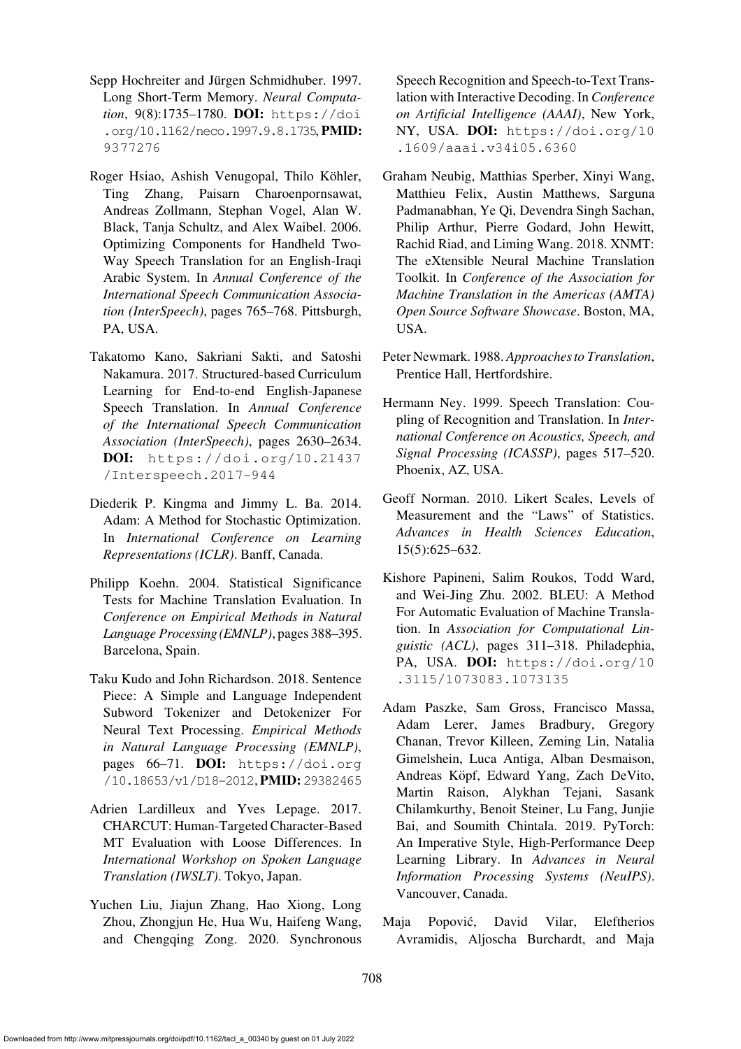Sepp Hochreiter and Jürgen Schmidhuber. 1997. Long Short-Term Memory. *Neural Computation*, 9(8):1735–1780. **DOI:** https://doi.org/10.1162/neco.1997.9.8.1735, **PMID:** 9377276

Roger Hsiao, Ashish Venugopal, Thilo Köhler, Ting Zhang, Paisarn Charoenpornsawat, Andreas Zollmann, Stephan Vogel, Alan W. Black, Tanja Schultz, and Alex Waibel. 2006. Optimizing Components for Handheld Two-Way Speech Translation for an English-Iraqi Arabic System. In *Annual Conference of the International Speech Communication Association (InterSpeech)*, pages 765–768. Pittsburgh, PA, USA.

Takatomo Kano, Sakriani Sakti, and Satoshi Nakamura. 2017. Structured-based Curriculum Learning for End-to-end English-Japanese Speech Translation. In *Annual Conference of the International Speech Communication Association (InterSpeech)*, pages 2630–2634. **DOI:** https://doi.org/10.21437/Interspeech.2017-944

Diederik P. Kingma and Jimmy L. Ba. 2014. Adam: A Method for Stochastic Optimization. In *International Conference on Learning Representations (ICLR)*. Banff, Canada.

Philipp Koehn. 2004. Statistical Significance Tests for Machine Translation Evaluation. In *Conference on Empirical Methods in Natural Language Processing (EMNLP)*, pages 388–395. Barcelona, Spain.

Taku Kudo and John Richardson. 2018. Sentence Piece: A Simple and Language Independent Subword Tokenizer and Detokenizer For Neural Text Processing. *Empirical Methods in Natural Language Processing (EMNLP)*, pages 66–71. **DOI:** https://doi.org/10.18653/v1/D18-2012, **PMID:** 29382465

Adrien Lardilleux and Yves Lepage. 2017. CHARCUT: Human-Targeted Character-Based MT Evaluation with Loose Differences. In *International Workshop on Spoken Language Translation (IWSLT)*. Tokyo, Japan.

Yuchen Liu, Jiajun Zhang, Hao Xiong, Long Zhou, Zhongjun He, Hua Wu, Haifeng Wang, and Chengqing Zong. 2020. Synchronous Speech Recognition and Speech-to-Text Translation with Interactive Decoding. In *Conference on Artificial Intelligence (AAAI)*, New York, NY, USA. **DOI:** https://doi.org/10.1609/aaai.v34i05.6360

Graham Neubig, Matthias Sperber, Xinyi Wang, Matthieu Felix, Austin Matthews, Sarguna Padmanabhan, Ye Qi, Devendra Singh Sachan, Philip Arthur, Pierre Godard, John Hewitt, Rachid Riad, and Liming Wang. 2018. XNMT: The eXtensible Neural Machine Translation Toolkit. In *Conference of the Association for Machine Translation in the Americas (AMTA) Open Source Software Showcase*. Boston, MA, USA.

Peter Newmark. 1988. *Approaches to Translation*, Prentice Hall, Hertfordshire.

Hermann Ney. 1999. Speech Translation: Coupling of Recognition and Translation. In *International Conference on Acoustics, Speech, and Signal Processing (ICASSP)*, pages 517–520. Phoenix, AZ, USA.

Geoff Norman. 2010. Likert Scales, Levels of Measurement and the "Laws" of Statistics. *Advances in Health Sciences Education*, 15(5):625–632.

Kishore Papineni, Salim Roukos, Todd Ward, and Wei-Jing Zhu. 2002. BLEU: A Method For Automatic Evaluation of Machine Translation. In *Association for Computational Linguistic (ACL)*, pages 311–318. Philadephia, PA, USA. **DOI:** https://doi.org/10.3115/1073083.1073135

Adam Paszke, Sam Gross, Francisco Massa, Adam Lerer, James Bradbury, Gregory Chanan, Trevor Killeen, Zeming Lin, Natalia Gimelshein, Luca Antiga, Alban Desmaison, Andreas Köpf, Edward Yang, Zach DeVito, Martin Raison, Alykhan Tejani, Sasank Chilamkurthy, Benoit Steiner, Lu Fang, Junjie Bai, and Soumith Chintala. 2019. PyTorch: An Imperative Style, High-Performance Deep Learning Library. In *Advances in Neural Information Processing Systems (NeuIPS)*. Vancouver, Canada.

Maja Popović, David Vilar, Eleftherios Avramidis, Aljoscha Burchardt, and Maja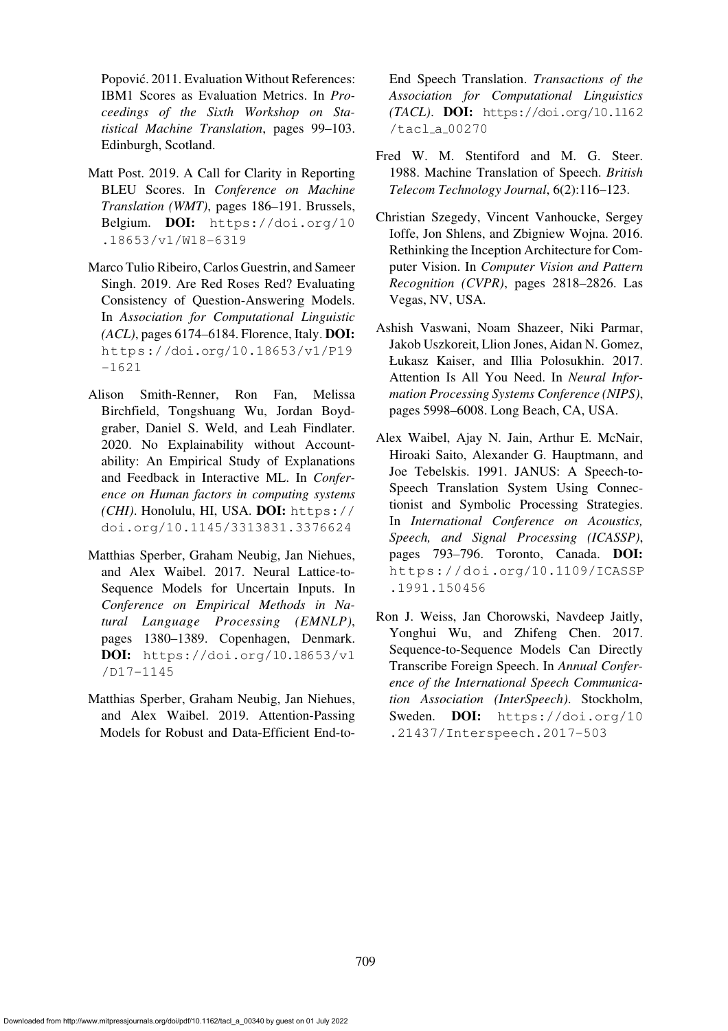Popović. 2011. Evaluation Without References: IBM1 Scores as Evaluation Metrics. In *Proceedings of the Sixth Workshop on Statistical Machine Translation*, pages 99–103. Edinburgh, Scotland.

Matt Post. 2019. A Call for Clarity in Reporting BLEU Scores. In *Conference on Machine Translation (WMT)*, pages 186–191. Brussels, Belgium. **DOI:** https://doi.org/10.18653/v1/W18-6319

Marco Tulio Ribeiro, Carlos Guestrin, and Sameer Singh. 2019. Are Red Roses Red? Evaluating Consistency of Question-Answering Models. In *Association for Computational Linguistic (ACL)*, pages 6174–6184. Florence, Italy. **DOI:** https://doi.org/10.18653/v1/P19-1621

Alison Smith-Renner, Ron Fan, Melissa Birchfield, Tongshuang Wu, Jordan Boyd-graber, Daniel S. Weld, and Leah Findlater. 2020. No Explainability without Accountability: An Empirical Study of Explanations and Feedback in Interactive ML. In *Conference on Human factors in computing systems (CHI)*. Honolulu, HI, USA. **DOI:** https://doi.org/10.1145/3313831.3376624

Matthias Sperber, Graham Neubig, Jan Niehues, and Alex Waibel. 2017. Neural Lattice-to-Sequence Models for Uncertain Inputs. In *Conference on Empirical Methods in Natural Language Processing (EMNLP)*, pages 1380–1389. Copenhagen, Denmark. **DOI:** https://doi.org/10.18653/v1/D17-1145

Matthias Sperber, Graham Neubig, Jan Niehues, and Alex Waibel. 2019. Attention-Passing Models for Robust and Data-Efficient End-to-End Speech Translation. *Transactions of the Association for Computational Linguistics (TACL)*. **DOI:** https://doi.org/10.1162/tacl_a_00270

Fred W. M. Stentiford and M. G. Steer. 1988. Machine Translation of Speech. *British Telecom Technology Journal*, 6(2):116–123.

Christian Szegedy, Vincent Vanhoucke, Sergey Ioffe, Jon Shlens, and Zbigniew Wojna. 2016. Rethinking the Inception Architecture for Computer Vision. In *Computer Vision and Pattern Recognition (CVPR)*, pages 2818–2826. Las Vegas, NV, USA.

Ashish Vaswani, Noam Shazeer, Niki Parmar, Jakob Uszkoreit, Llion Jones, Aidan N. Gomez, Łukasz Kaiser, and Illia Polosukhin. 2017. Attention Is All You Need. In *Neural Information Processing Systems Conference (NIPS)*, pages 5998–6008. Long Beach, CA, USA.

Alex Waibel, Ajay N. Jain, Arthur E. McNair, Hiroaki Saito, Alexander G. Hauptmann, and Joe Tebelskis. 1991. JANUS: A Speech-to-Speech Translation System Using Connectionist and Symbolic Processing Strategies. In *International Conference on Acoustics, Speech, and Signal Processing (ICASSP)*, pages 793–796. Toronto, Canada. **DOI:** https://doi.org/10.1109/ICASSP.1991.150456

Ron J. Weiss, Jan Chorowski, Navdeep Jaitly, Yonghui Wu, and Zhifeng Chen. 2017. Sequence-to-Sequence Models Can Directly Transcribe Foreign Speech. In *Annual Conference of the International Speech Communication Association (InterSpeech)*. Stockholm, Sweden. **DOI:** https://doi.org/10.21437/Interspeech.2017-503